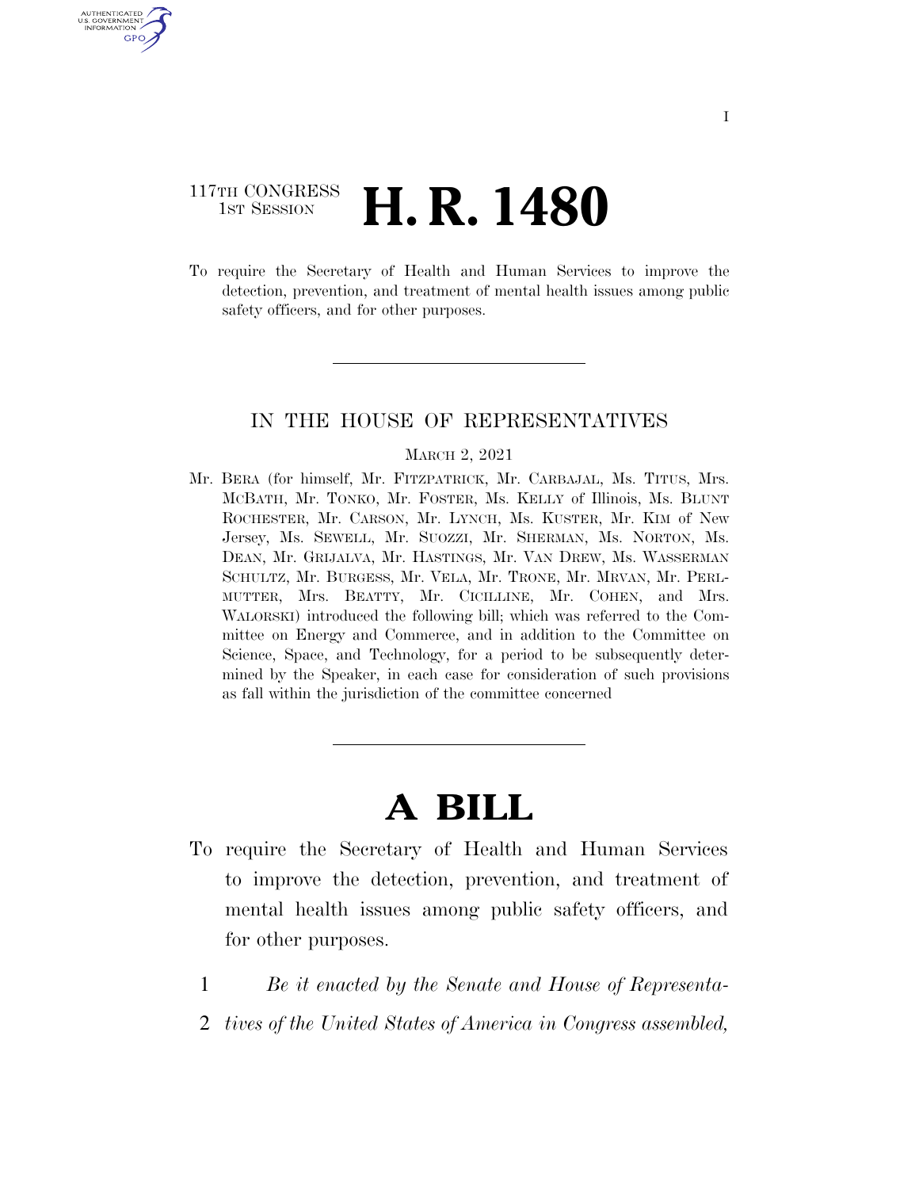117TH CONGRESS
1ST SESSION

# H. R. 1480

To require the Secretary of Health and Human Services to improve the detection, prevention, and treatment of mental health issues among public safety officers, and for other purposes.

---

IN THE HOUSE OF REPRESENTATIVES

MARCH 2, 2021

Mr. BERA (for himself, Mr. FITZPATRICK, Mr. CARBAJAL, Ms. TITUS, Mrs. MCBATH, Mr. TONKO, Mr. FOSTER, Ms. KELLY of Illinois, Ms. BLUNT ROCHESTER, Mr. CARSON, Mr. LYNCH, Ms. KUSTER, Mr. KIM of New Jersey, Ms. SEWELL, Mr. SUOZZI, Mr. SHERMAN, Ms. NORTON, Ms. DEAN, Mr. GRIJALVA, Mr. HASTINGS, Mr. VAN DREW, Ms. WASSERMAN SCHULTZ, Mr. BURGESS, Mr. VELA, Mr. TRONE, Mr. MRVAN, Mr. PERLMUTTER, Mrs. BEATTY, Mr. CICILLINE, Mr. COHEN, and Mrs. WALORSKI) introduced the following bill; which was referred to the Committee on Energy and Commerce, and in addition to the Committee on Science, Space, and Technology, for a period to be subsequently determined by the Speaker, in each case for consideration of such provisions as fall within the jurisdiction of the committee concerned

---

# A BILL

To require the Secretary of Health and Human Services to improve the detection, prevention, and treatment of mental health issues among public safety officers, and for other purposes.

1 *Be it enacted by the Senate and House of Representa-*
2 *tives of the United States of America in Congress assembled,*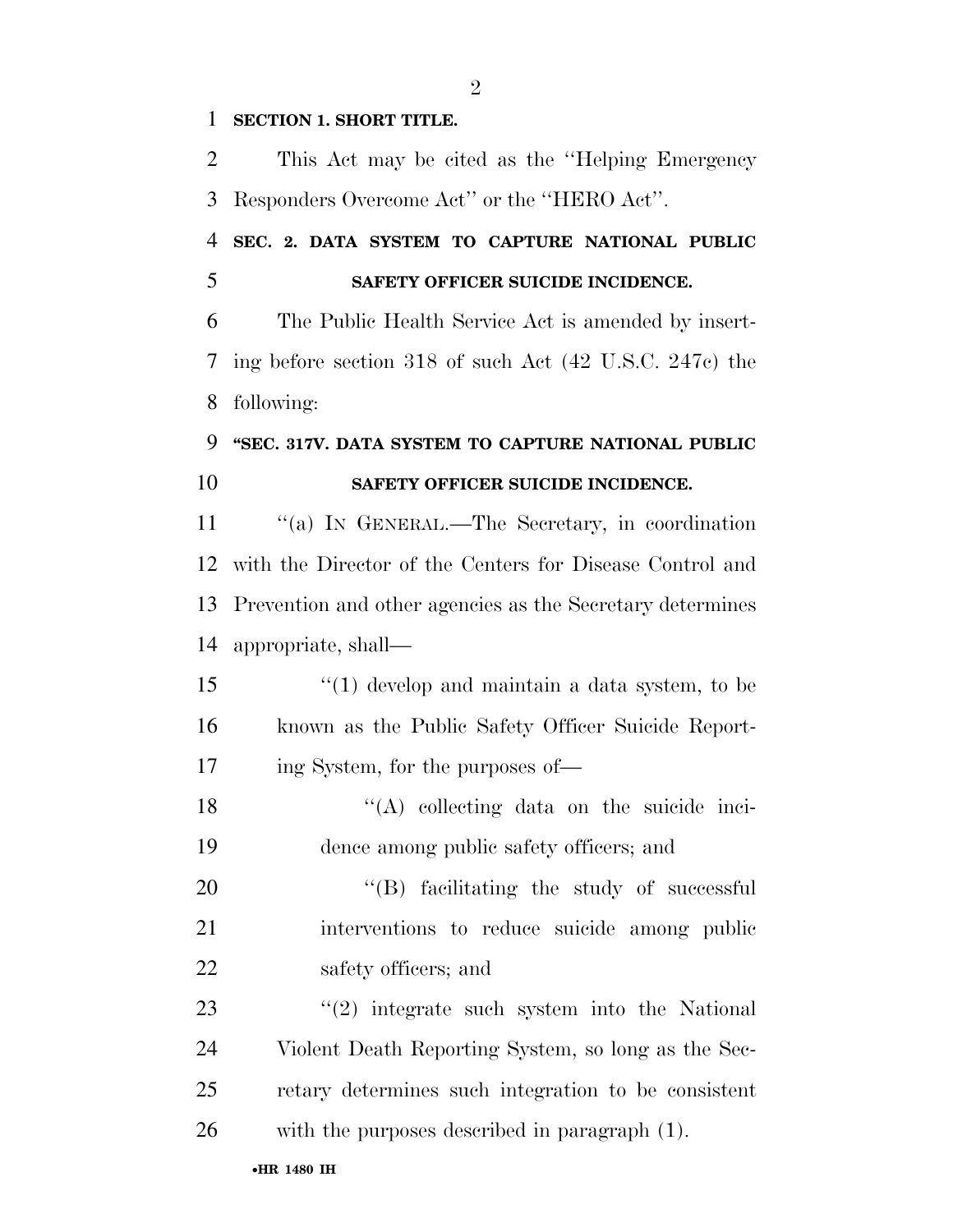**SECTION 1. SHORT TITLE.**

This Act may be cited as the ''Helping Emergency Responders Overcome Act'' or the ''HERO Act''.

**SEC. 2. DATA SYSTEM TO CAPTURE NATIONAL PUBLIC SAFETY OFFICER SUICIDE INCIDENCE.**

The Public Health Service Act is amended by inserting before section 318 of such Act (42 U.S.C. 247c) the following:

**''SEC. 317V. DATA SYSTEM TO CAPTURE NATIONAL PUBLIC SAFETY OFFICER SUICIDE INCIDENCE.**

''(a) IN GENERAL.—The Secretary, in coordination with the Director of the Centers for Disease Control and Prevention and other agencies as the Secretary determines appropriate, shall—

''(1) develop and maintain a data system, to be known as the Public Safety Officer Suicide Reporting System, for the purposes of—

''(A) collecting data on the suicide incidence among public safety officers; and

''(B) facilitating the study of successful interventions to reduce suicide among public safety officers; and

''(2) integrate such system into the National Violent Death Reporting System, so long as the Secretary determines such integration to be consistent with the purposes described in paragraph (1).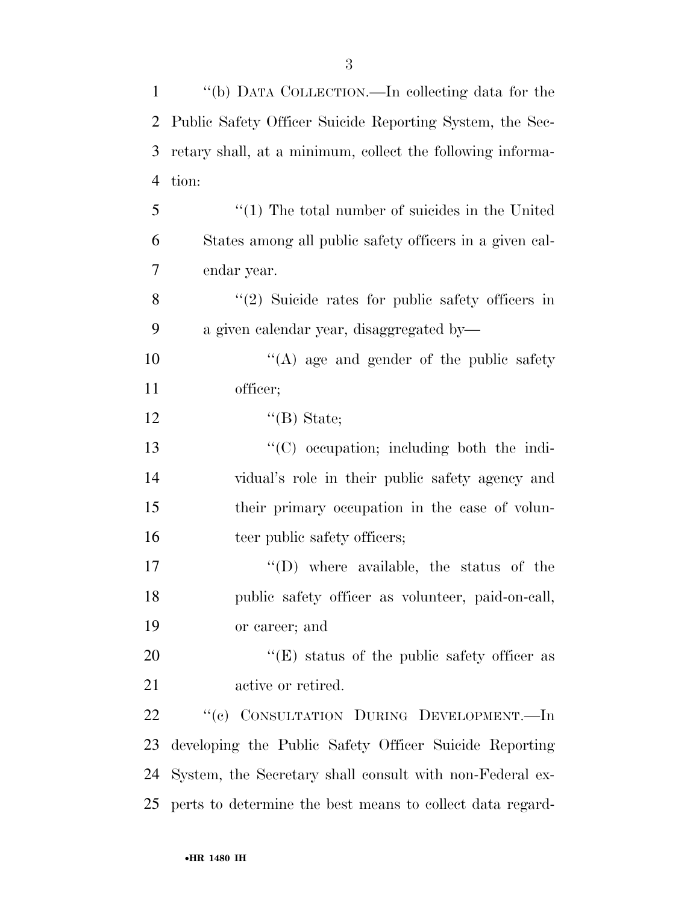"(b) DATA COLLECTION.—In collecting data for the Public Safety Officer Suicide Reporting System, the Secretary shall, at a minimum, collect the following information:

"(1) The total number of suicides in the United States among all public safety officers in a given calendar year.

"(2) Suicide rates for public safety officers in a given calendar year, disaggregated by—

"(A) age and gender of the public safety officer;

"(B) State;

"(C) occupation; including both the individual's role in their public safety agency and their primary occupation in the case of volunteer public safety officers;

"(D) where available, the status of the public safety officer as volunteer, paid-on-call, or career; and

"(E) status of the public safety officer as active or retired.

"(c) CONSULTATION DURING DEVELOPMENT.—In developing the Public Safety Officer Suicide Reporting System, the Secretary shall consult with non-Federal experts to determine the best means to collect data regard-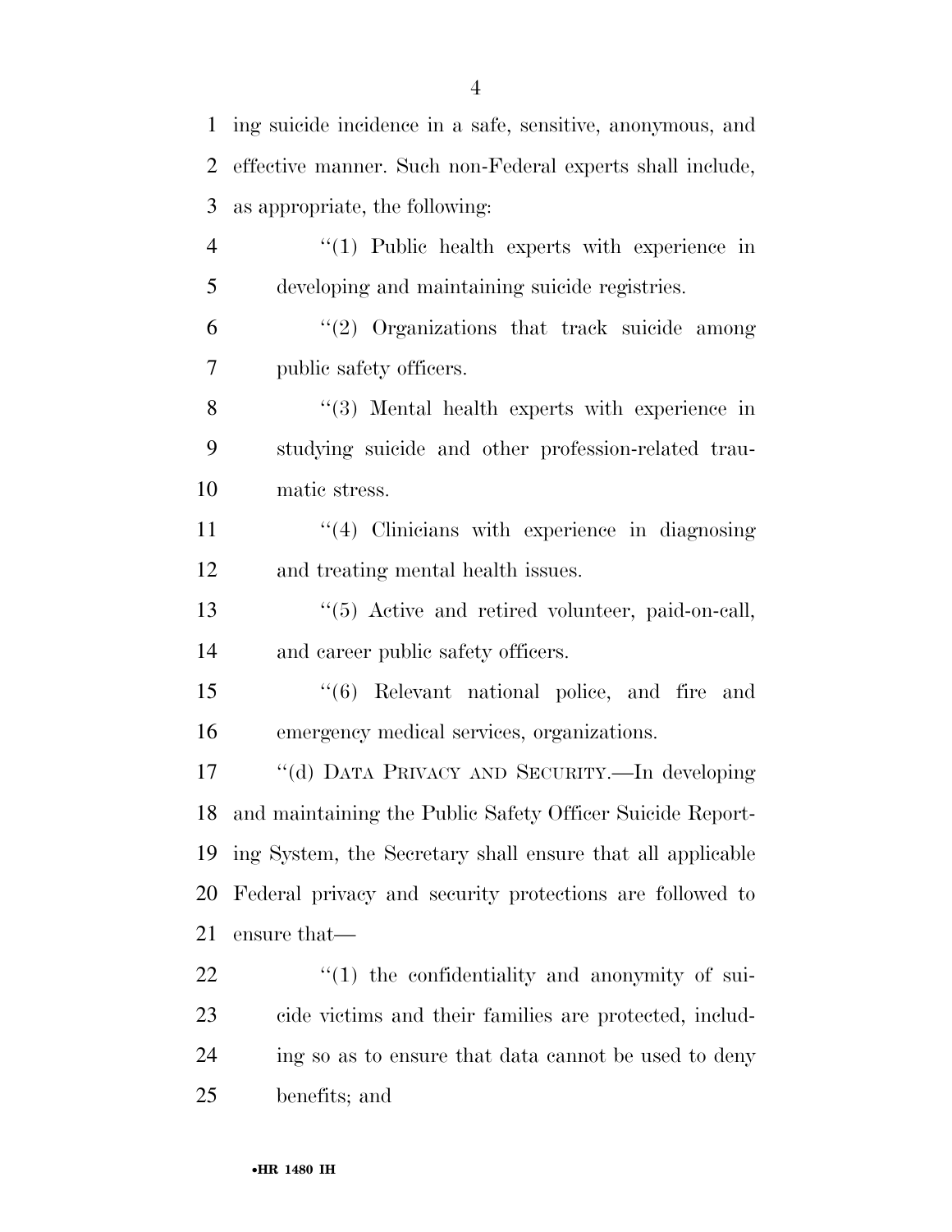ing suicide incidence in a safe, sensitive, anonymous, and effective manner. Such non-Federal experts shall include, as appropriate, the following:

"(1) Public health experts with experience in developing and maintaining suicide registries.

"(2) Organizations that track suicide among public safety officers.

"(3) Mental health experts with experience in studying suicide and other profession-related traumatic stress.

"(4) Clinicians with experience in diagnosing and treating mental health issues.

"(5) Active and retired volunteer, paid-on-call, and career public safety officers.

"(6) Relevant national police, and fire and emergency medical services, organizations.

"(d) DATA PRIVACY AND SECURITY.—In developing and maintaining the Public Safety Officer Suicide Reporting System, the Secretary shall ensure that all applicable Federal privacy and security protections are followed to ensure that—

"(1) the confidentiality and anonymity of suicide victims and their families are protected, including so as to ensure that data cannot be used to deny benefits; and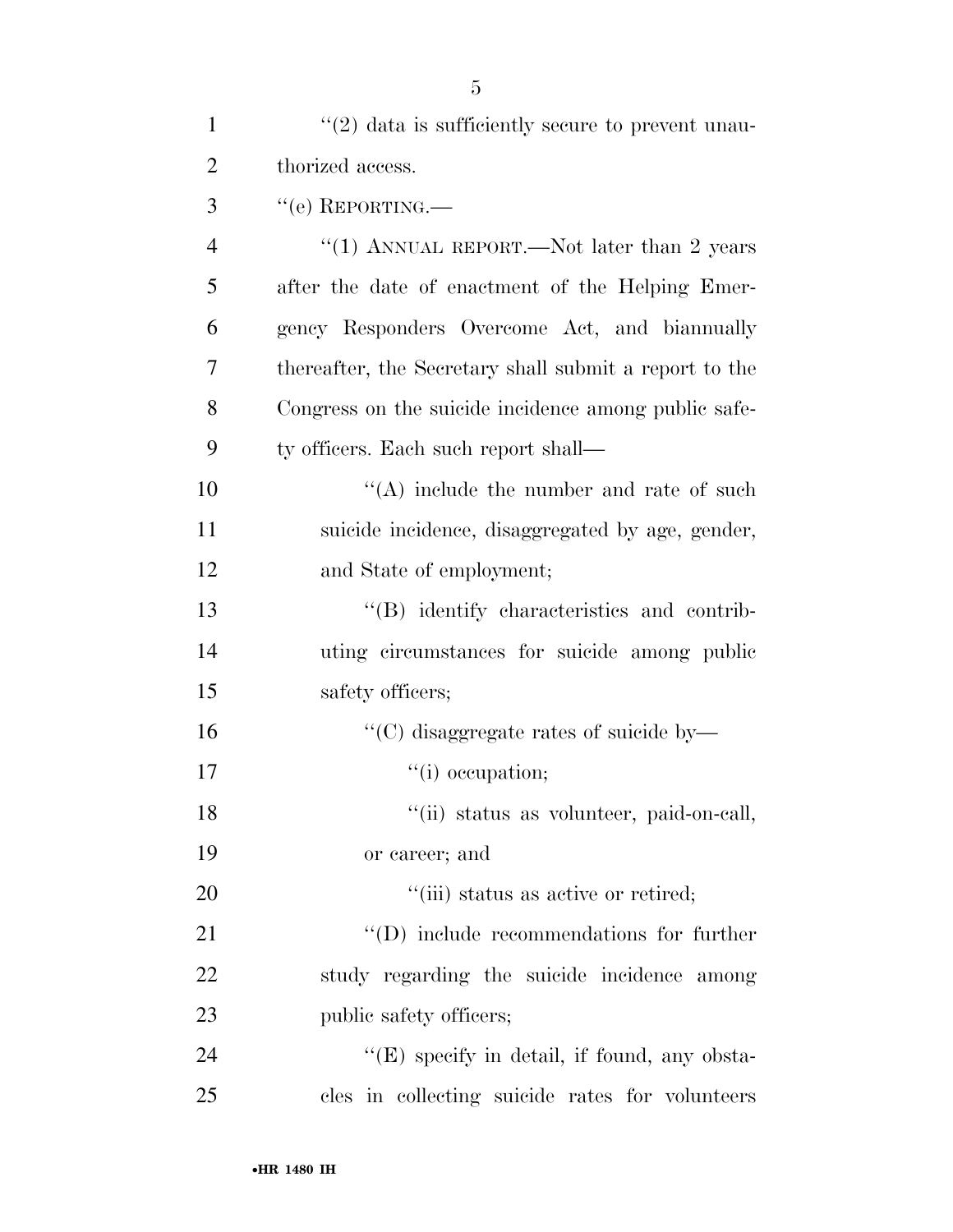''(2) data is sufficiently secure to prevent unauthorized access.

''(e) REPORTING.—

''(1) ANNUAL REPORT.—Not later than 2 years after the date of enactment of the Helping Emergency Responders Overcome Act, and biannually thereafter, the Secretary shall submit a report to the Congress on the suicide incidence among public safety officers. Each such report shall—

''(A) include the number and rate of such suicide incidence, disaggregated by age, gender, and State of employment;

''(B) identify characteristics and contributing circumstances for suicide among public safety officers;

''(C) disaggregate rates of suicide by—

''(i) occupation;

''(ii) status as volunteer, paid-on-call, or career; and

''(iii) status as active or retired;

''(D) include recommendations for further study regarding the suicide incidence among public safety officers;

''(E) specify in detail, if found, any obstacles in collecting suicide rates for volunteers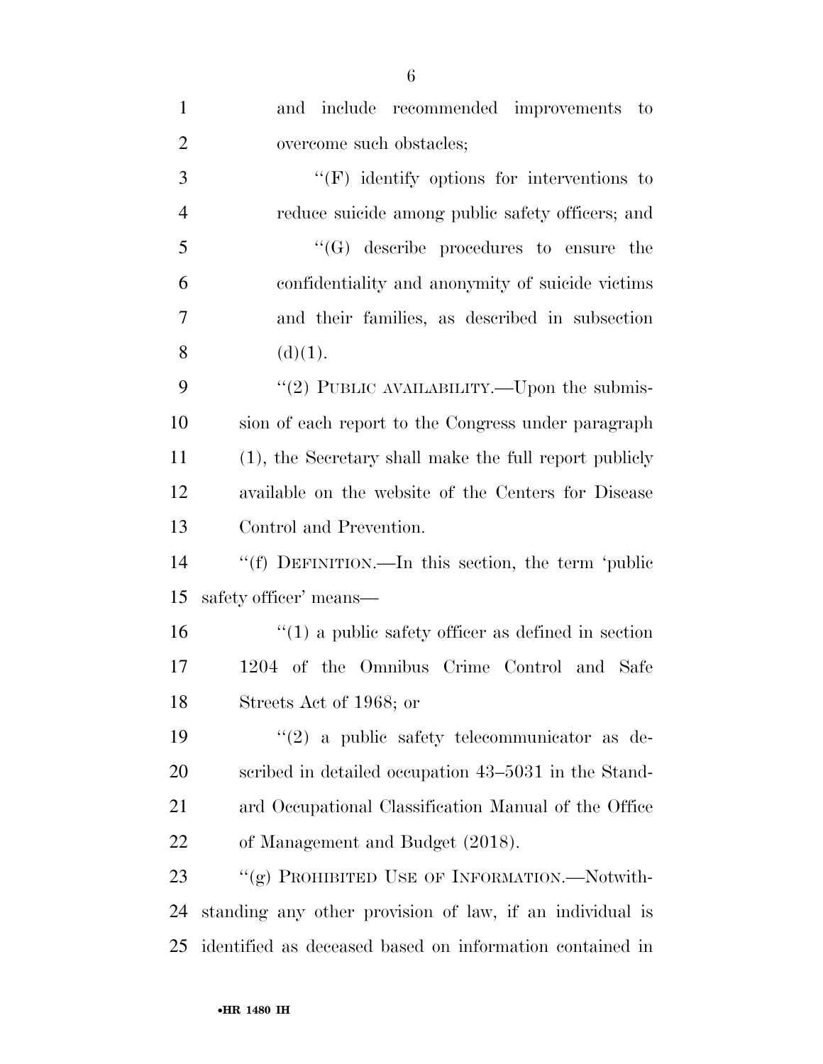and include recommended improvements to overcome such obstacles;

"(F) identify options for interventions to reduce suicide among public safety officers; and

"(G) describe procedures to ensure the confidentiality and anonymity of suicide victims and their families, as described in subsection (d)(1).

"(2) PUBLIC AVAILABILITY.—Upon the submission of each report to the Congress under paragraph (1), the Secretary shall make the full report publicly available on the website of the Centers for Disease Control and Prevention.

"(f) DEFINITION.—In this section, the term 'public safety officer' means—

"(1) a public safety officer as defined in section 1204 of the Omnibus Crime Control and Safe Streets Act of 1968; or

"(2) a public safety telecommunicator as described in detailed occupation 43–5031 in the Standard Occupational Classification Manual of the Office of Management and Budget (2018).

"(g) PROHIBITED USE OF INFORMATION.—Notwithstanding any other provision of law, if an individual is identified as deceased based on information contained in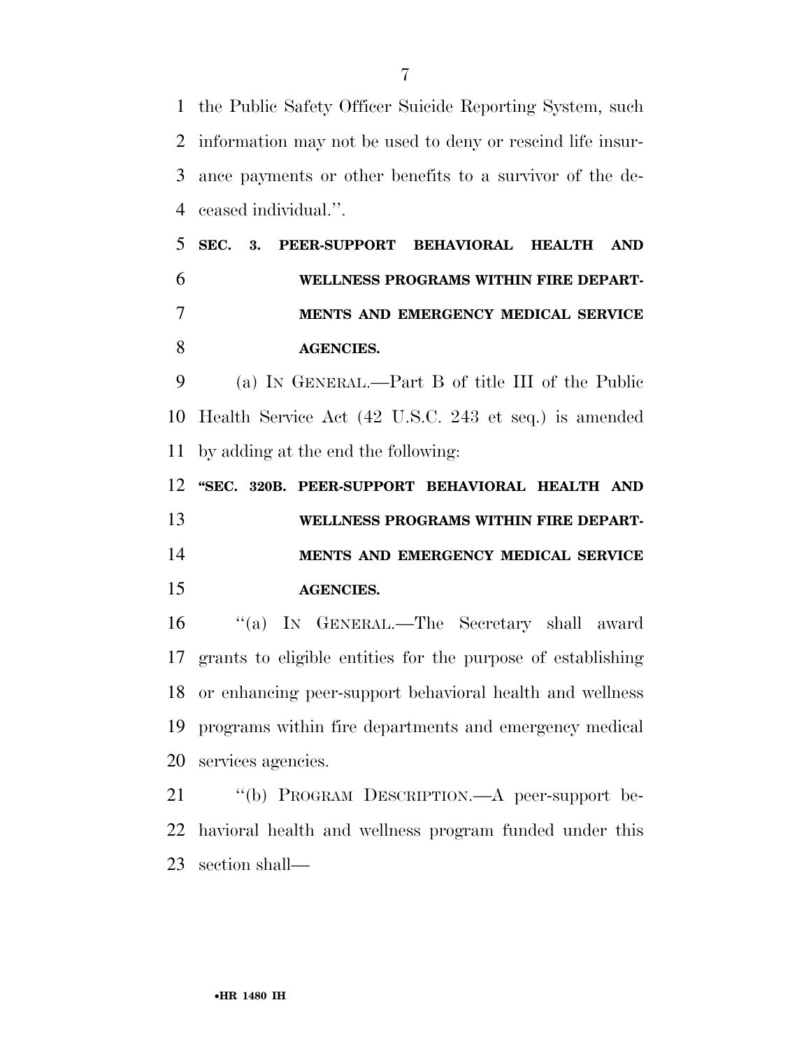the Public Safety Officer Suicide Reporting System, such information may not be used to deny or rescind life insurance payments or other benefits to a survivor of the deceased individual.''.

**SEC. 3. PEER-SUPPORT BEHAVIORAL HEALTH AND WELLNESS PROGRAMS WITHIN FIRE DEPARTMENTS AND EMERGENCY MEDICAL SERVICE AGENCIES.**

(a) IN GENERAL.—Part B of title III of the Public Health Service Act (42 U.S.C. 243 et seq.) is amended by adding at the end the following:

**''SEC. 320B. PEER-SUPPORT BEHAVIORAL HEALTH AND WELLNESS PROGRAMS WITHIN FIRE DEPARTMENTS AND EMERGENCY MEDICAL SERVICE AGENCIES.**

''(a) IN GENERAL.—The Secretary shall award grants to eligible entities for the purpose of establishing or enhancing peer-support behavioral health and wellness programs within fire departments and emergency medical services agencies.

''(b) PROGRAM DESCRIPTION.—A peer-support behavioral health and wellness program funded under this section shall—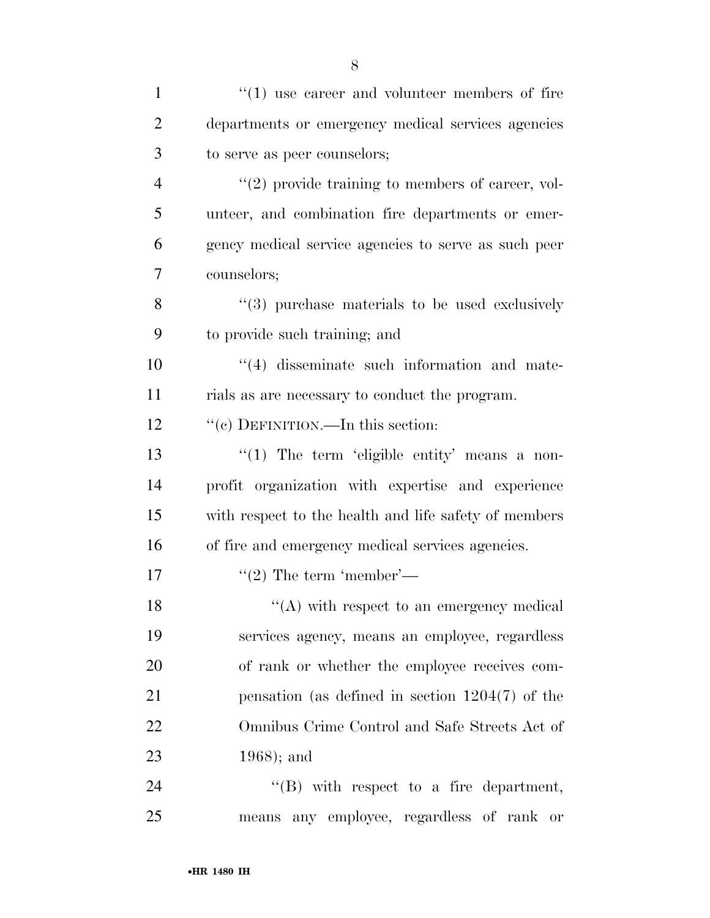"(1) use career and volunteer members of fire departments or emergency medical services agencies to serve as peer counselors;

"(2) provide training to members of career, volunteer, and combination fire departments or emergency medical service agencies to serve as such peer counselors;

"(3) purchase materials to be used exclusively to provide such training; and

"(4) disseminate such information and materials as are necessary to conduct the program.

"(c) DEFINITION.—In this section:

"(1) The term 'eligible entity' means a nonprofit organization with expertise and experience with respect to the health and life safety of members of fire and emergency medical services agencies.

"(2) The term 'member'—

"(A) with respect to an emergency medical services agency, means an employee, regardless of rank or whether the employee receives compensation (as defined in section 1204(7) of the Omnibus Crime Control and Safe Streets Act of 1968); and

"(B) with respect to a fire department, means any employee, regardless of rank or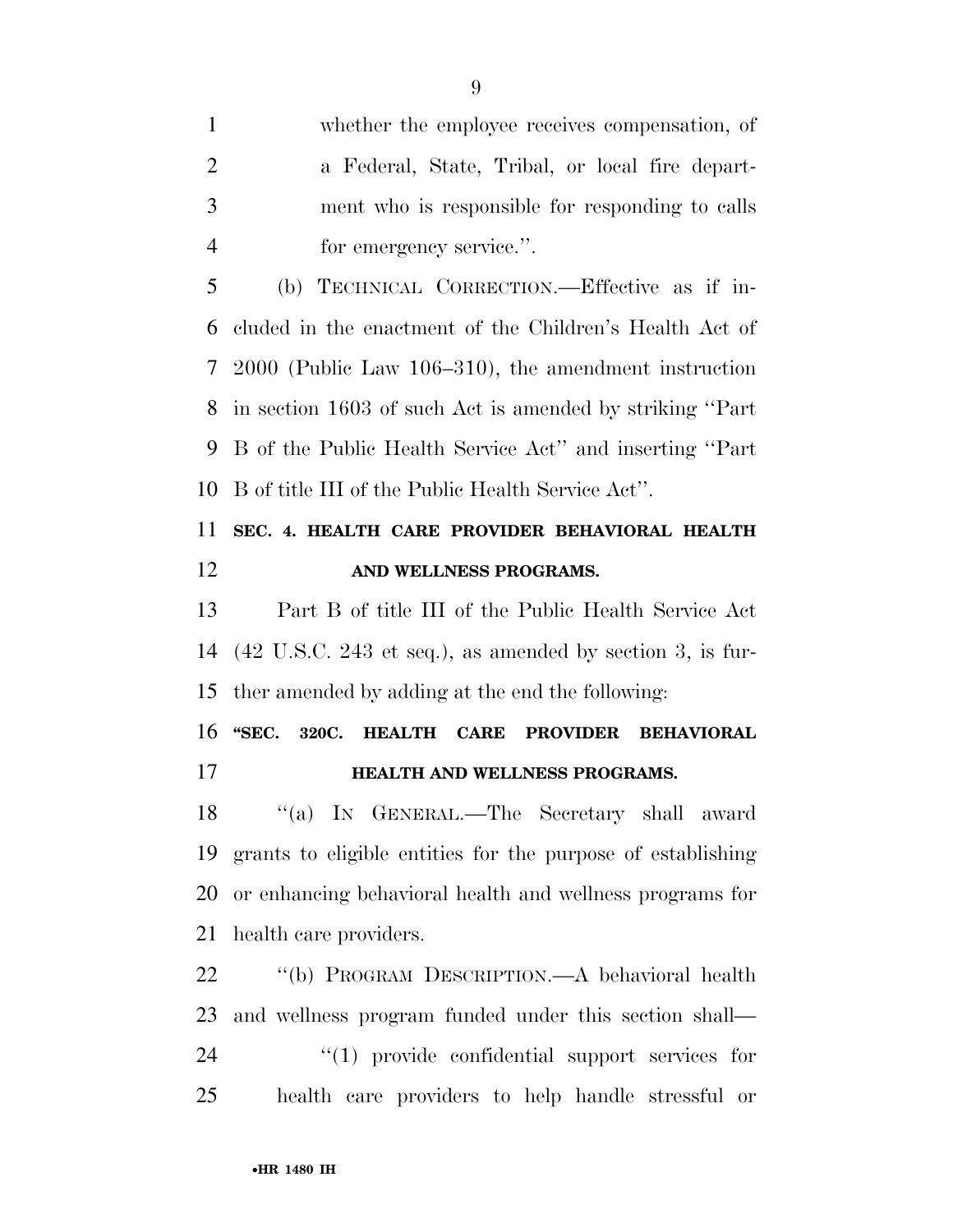whether the employee receives compensation, of a Federal, State, Tribal, or local fire department who is responsible for responding to calls for emergency service.''.

(b) TECHNICAL CORRECTION.—Effective as if included in the enactment of the Children's Health Act of 2000 (Public Law 106–310), the amendment instruction in section 1603 of such Act is amended by striking ''Part B of the Public Health Service Act'' and inserting ''Part B of title III of the Public Health Service Act''.

## SEC. 4. HEALTH CARE PROVIDER BEHAVIORAL HEALTH AND WELLNESS PROGRAMS.

Part B of title III of the Public Health Service Act (42 U.S.C. 243 et seq.), as amended by section 3, is further amended by adding at the end the following:

## ''SEC. 320C. HEALTH CARE PROVIDER BEHAVIORAL HEALTH AND WELLNESS PROGRAMS.

''(a) IN GENERAL.—The Secretary shall award grants to eligible entities for the purpose of establishing or enhancing behavioral health and wellness programs for health care providers.

''(b) PROGRAM DESCRIPTION.—A behavioral health and wellness program funded under this section shall—

''(1) provide confidential support services for health care providers to help handle stressful or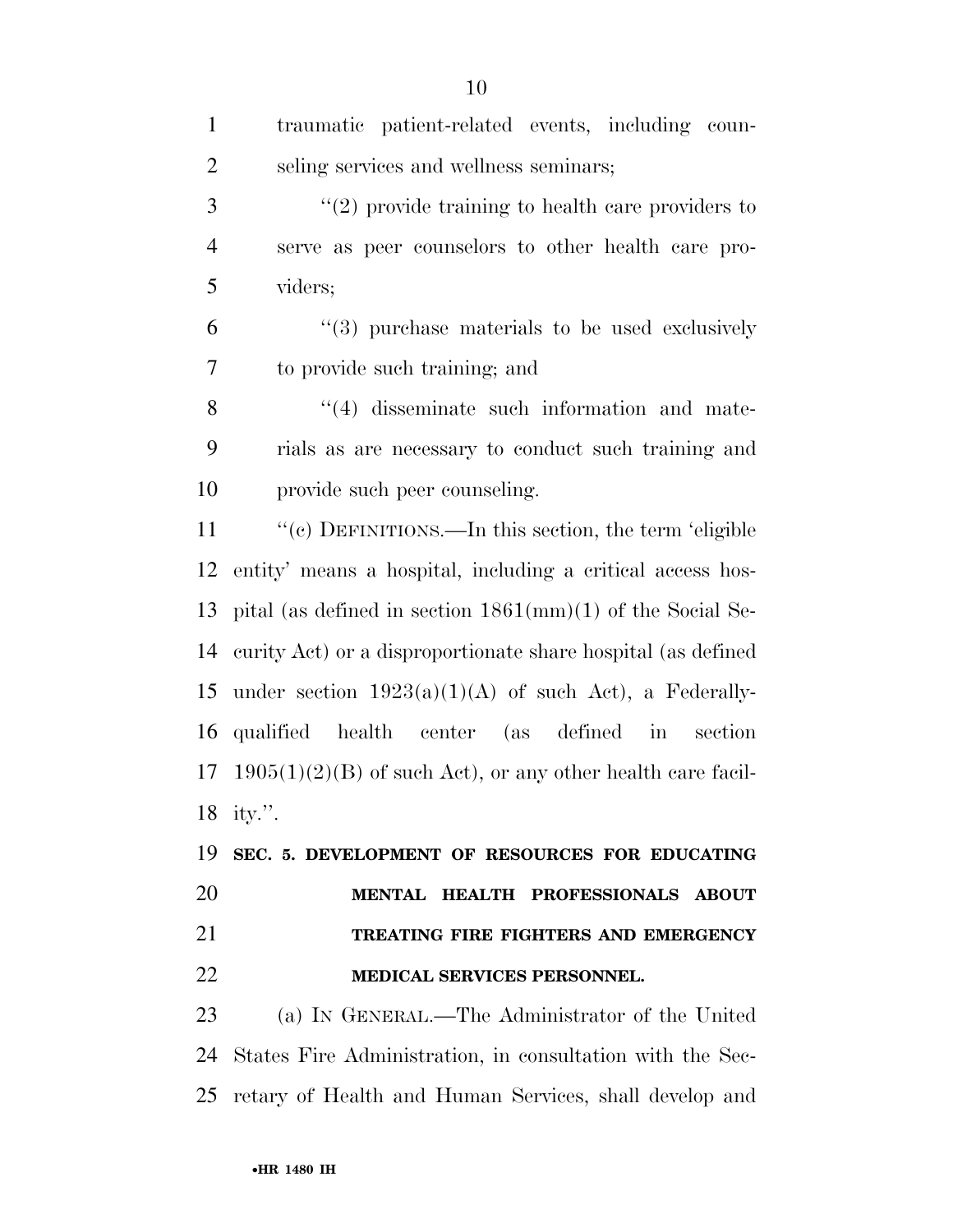traumatic patient-related events, including counseling services and wellness seminars;

"(2) provide training to health care providers to serve as peer counselors to other health care providers;

"(3) purchase materials to be used exclusively to provide such training; and

"(4) disseminate such information and materials as are necessary to conduct such training and provide such peer counseling.

"(c) DEFINITIONS.—In this section, the term 'eligible entity' means a hospital, including a critical access hospital (as defined in section 1861(mm)(1) of the Social Security Act) or a disproportionate share hospital (as defined under section 1923(a)(1)(A) of such Act), a Federally-qualified health center (as defined in section 1905(1)(2)(B) of such Act), or any other health care facility.".

**SEC. 5. DEVELOPMENT OF RESOURCES FOR EDUCATING MENTAL HEALTH PROFESSIONALS ABOUT TREATING FIRE FIGHTERS AND EMERGENCY MEDICAL SERVICES PERSONNEL.**

(a) IN GENERAL.—The Administrator of the United States Fire Administration, in consultation with the Secretary of Health and Human Services, shall develop and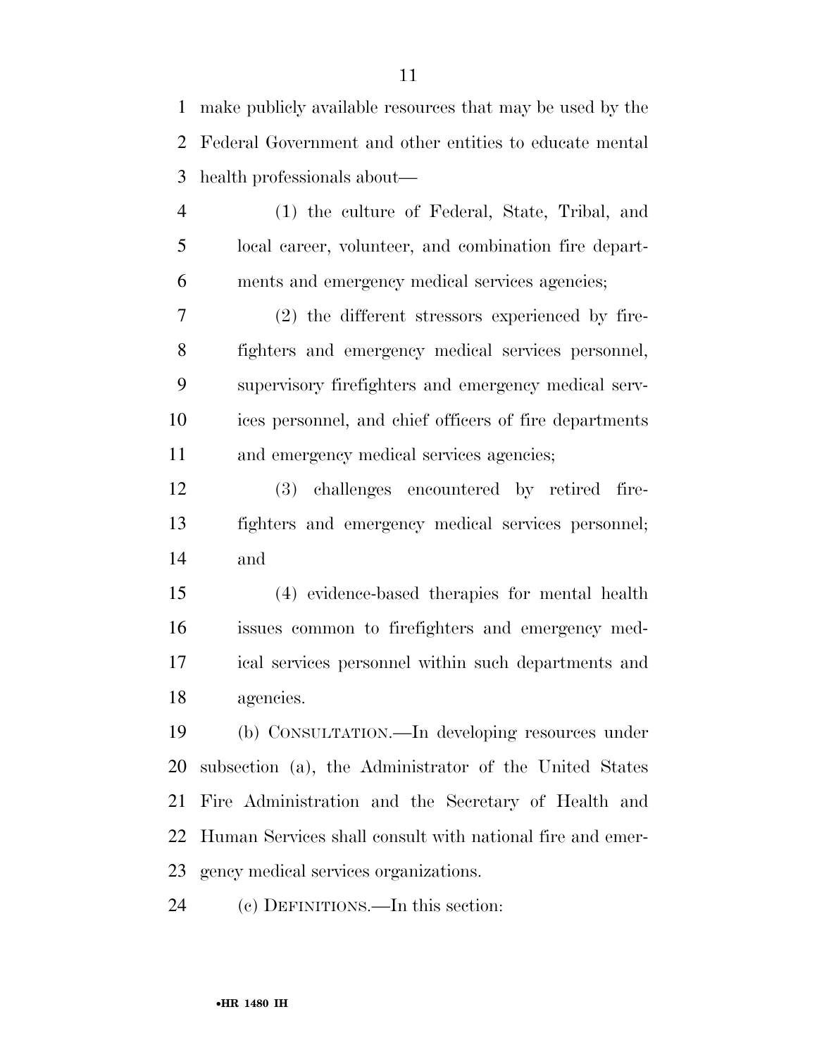make publicly available resources that may be used by the Federal Government and other entities to educate mental health professionals about—

(1) the culture of Federal, State, Tribal, and local career, volunteer, and combination fire departments and emergency medical services agencies;

(2) the different stressors experienced by firefighters and emergency medical services personnel, supervisory firefighters and emergency medical services personnel, and chief officers of fire departments and emergency medical services agencies;

(3) challenges encountered by retired firefighters and emergency medical services personnel; and

(4) evidence-based therapies for mental health issues common to firefighters and emergency medical services personnel within such departments and agencies.

(b) CONSULTATION.—In developing resources under subsection (a), the Administrator of the United States Fire Administration and the Secretary of Health and Human Services shall consult with national fire and emergency medical services organizations.

(c) DEFINITIONS.—In this section: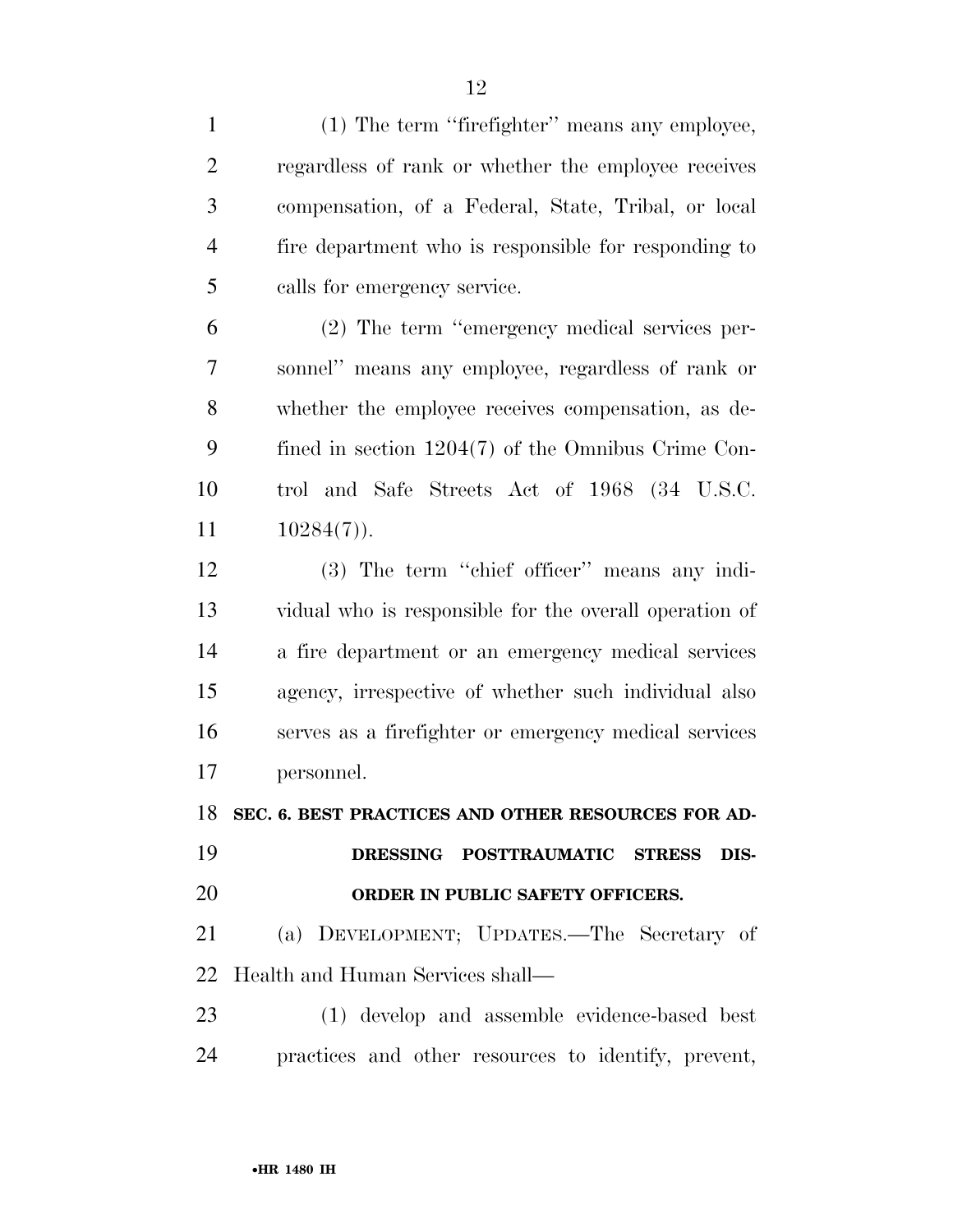(1) The term "firefighter" means any employee, regardless of rank or whether the employee receives compensation, of a Federal, State, Tribal, or local fire department who is responsible for responding to calls for emergency service.

(2) The term "emergency medical services personnel" means any employee, regardless of rank or whether the employee receives compensation, as defined in section 1204(7) of the Omnibus Crime Control and Safe Streets Act of 1968 (34 U.S.C. 10284(7)).

(3) The term "chief officer" means any individual who is responsible for the overall operation of a fire department or an emergency medical services agency, irrespective of whether such individual also serves as a firefighter or emergency medical services personnel.

## SEC. 6. BEST PRACTICES AND OTHER RESOURCES FOR ADDRESSING POSTTRAUMATIC STRESS DISORDER IN PUBLIC SAFETY OFFICERS.

(a) DEVELOPMENT; UPDATES.—The Secretary of Health and Human Services shall—

(1) develop and assemble evidence-based best practices and other resources to identify, prevent,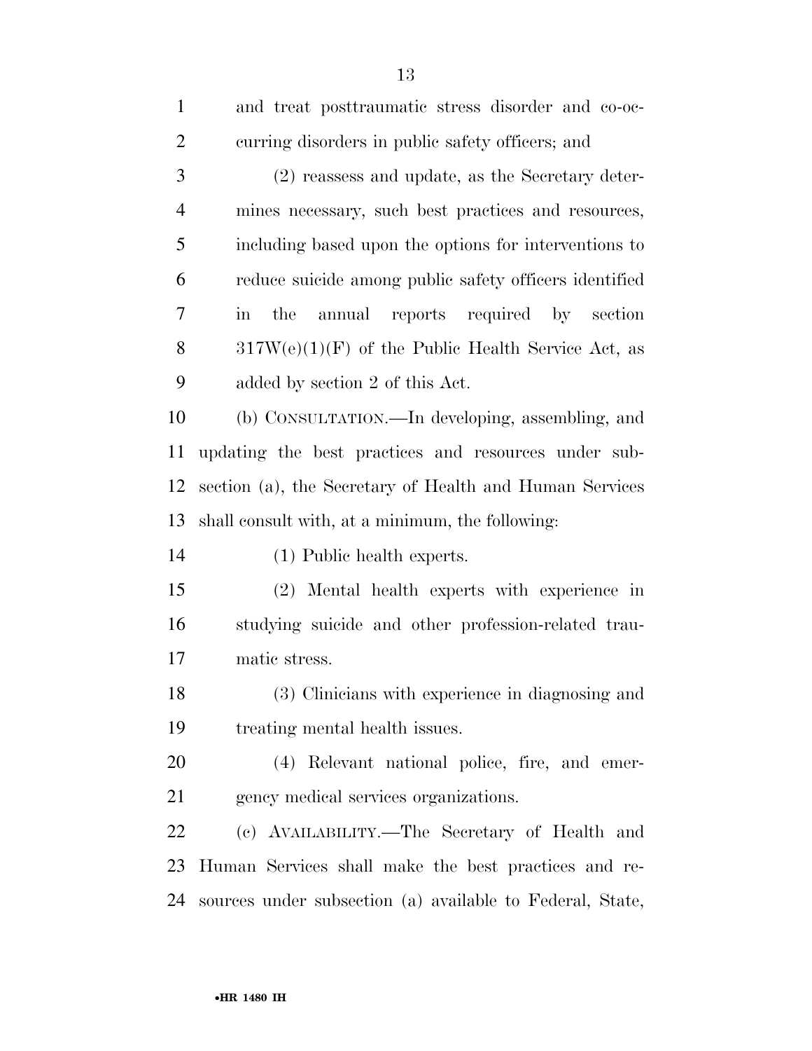and treat posttraumatic stress disorder and co-occurring disorders in public safety officers; and

(2) reassess and update, as the Secretary determines necessary, such best practices and resources, including based upon the options for interventions to reduce suicide among public safety officers identified in the annual reports required by section 317W(e)(1)(F) of the Public Health Service Act, as added by section 2 of this Act.

(b) CONSULTATION.—In developing, assembling, and updating the best practices and resources under subsection (a), the Secretary of Health and Human Services shall consult with, at a minimum, the following:

(1) Public health experts.

(2) Mental health experts with experience in studying suicide and other profession-related traumatic stress.

(3) Clinicians with experience in diagnosing and treating mental health issues.

(4) Relevant national police, fire, and emergency medical services organizations.

(c) AVAILABILITY.—The Secretary of Health and Human Services shall make the best practices and resources under subsection (a) available to Federal, State,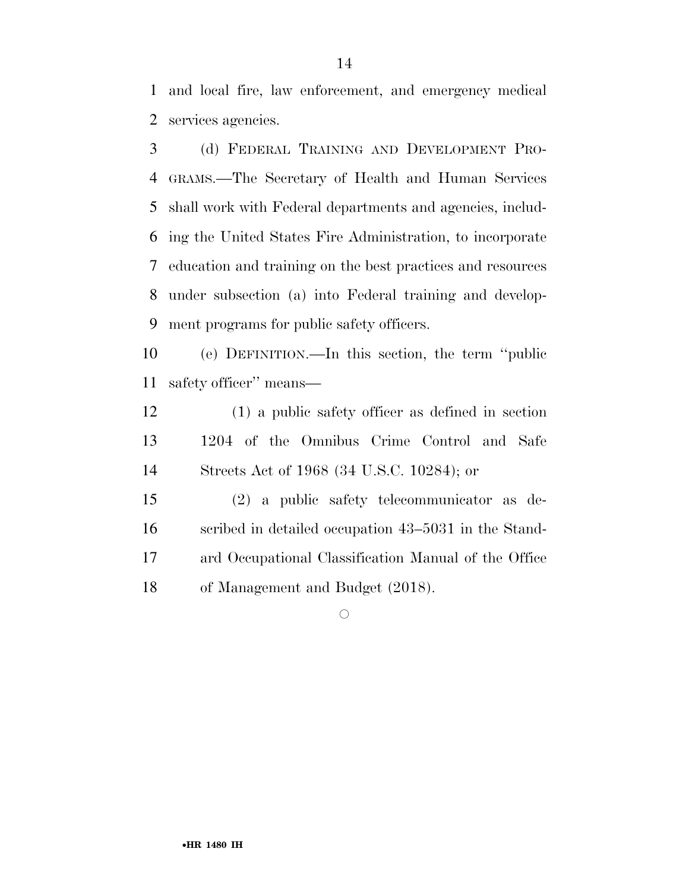and local fire, law enforcement, and emergency medical services agencies.

(d) FEDERAL TRAINING AND DEVELOPMENT PROGRAMS.—The Secretary of Health and Human Services shall work with Federal departments and agencies, including the United States Fire Administration, to incorporate education and training on the best practices and resources under subsection (a) into Federal training and development programs for public safety officers.

(e) DEFINITION.—In this section, the term ''public safety officer'' means—

(1) a public safety officer as defined in section 1204 of the Omnibus Crime Control and Safe Streets Act of 1968 (34 U.S.C. 10284); or

(2) a public safety telecommunicator as described in detailed occupation 43–5031 in the Standard Occupational Classification Manual of the Office of Management and Budget (2018).

○